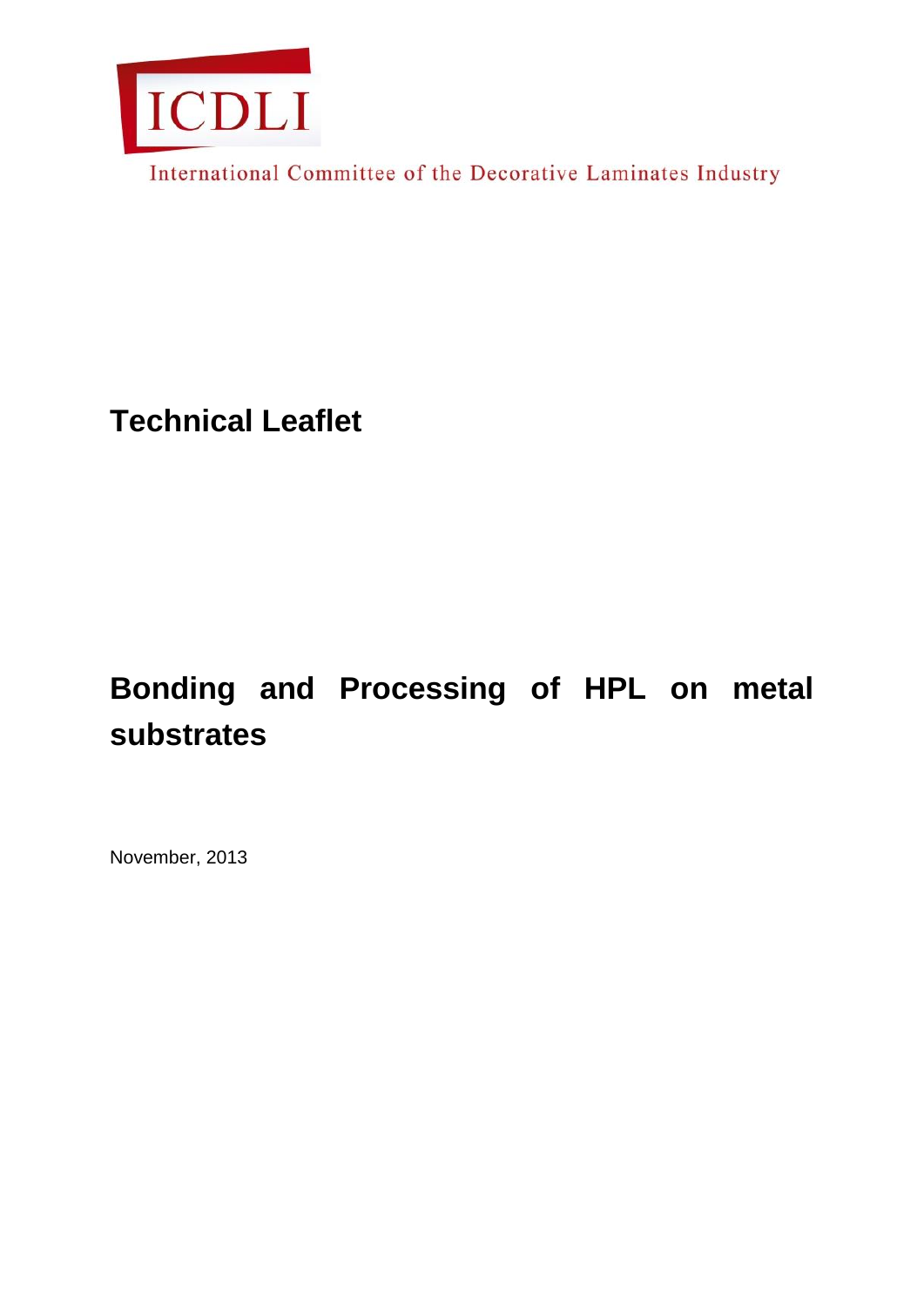ICDLI

International Committee of the Decorative Laminates Industry

# Technical Leaflet

# Bonding and Processing of HPL on metal substrates

November, 2013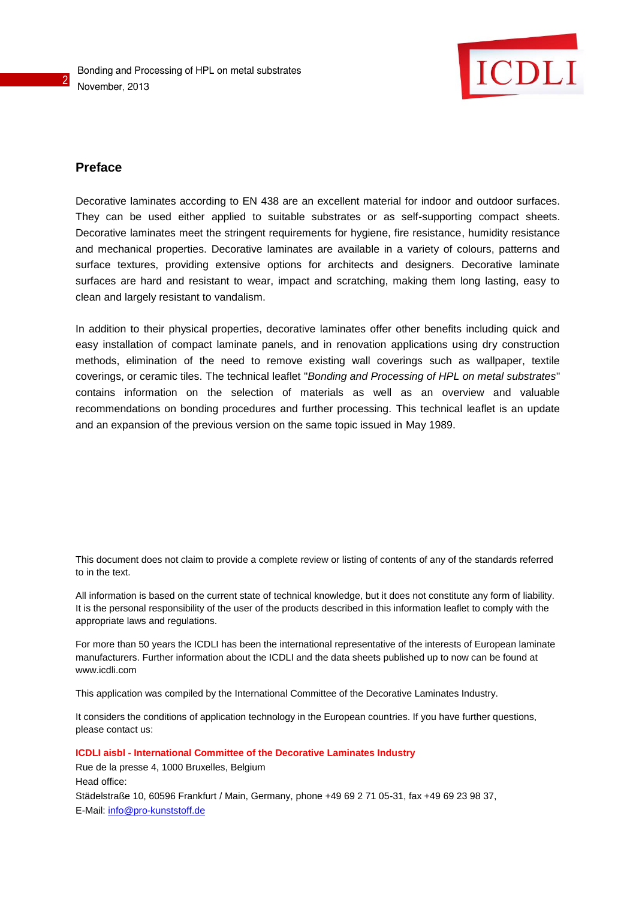## Preface

Decorative laminates according to EN 438 are an excellent material for indoor and outdoor surfaces. They can be used either applied to suitable substrates or as self-supporting compact sheets. Decorative laminates meet the stringent requirements for hygiene, fire resistance, humidity resistance and mechanical properties. Decorative laminates are available in a variety of colours, patterns and surface textures, providing extensive options for architects and designers. Decorative laminate surfaces are hard and resistant to wear, impact and scratching, making them long lasting, easy to clean and largely resistant to vandalism.

In addition to their physical properties, decorative laminates offer other benefits including quick and easy installation of compact laminate panels, and in renovation applications using dry construction methods, elimination of the need to remove existing wall coverings such as wallpaper, textile coverings, or ceramic tiles. The technical leaflet "*Bonding and Processing of HPL on metal substrates*" contains information on the selection of materials as well as an overview and valuable recommendations on bonding procedures and further processing. This technical leaflet is an update and an expansion of the previous version on the same topic issued in May 1989.

This document does not claim to provide a complete review or listing of contents of any of the standards referred to in the text.

All information is based on the current state of technical knowledge, but it does not constitute any form of liability. It is the personal responsibility of the user of the products described in this information leaflet to comply with the appropriate laws and regulations.

For more than 50 years the ICDLI has been the international representative of the interests of European laminate manufacturers. Further information about the ICDLI and the data sheets published up to now can be found at www.icdli.com

This application was compiled by the International Committee of the Decorative Laminates Industry.

It considers the conditions of application technology in the European countries. If you have further questions, please contact us:

**ICDLI aisbl - International Committee of the Decorative Laminates Industry**
Rue de la presse 4, 1000 Bruxelles, Belgium
Head office:
Städelstraße 10, 60596 Frankfurt / Main, Germany, phone +49 69 2 71 05-31, fax +49 69 23 98 37,
E-Mail: info@pro-kunststoff.de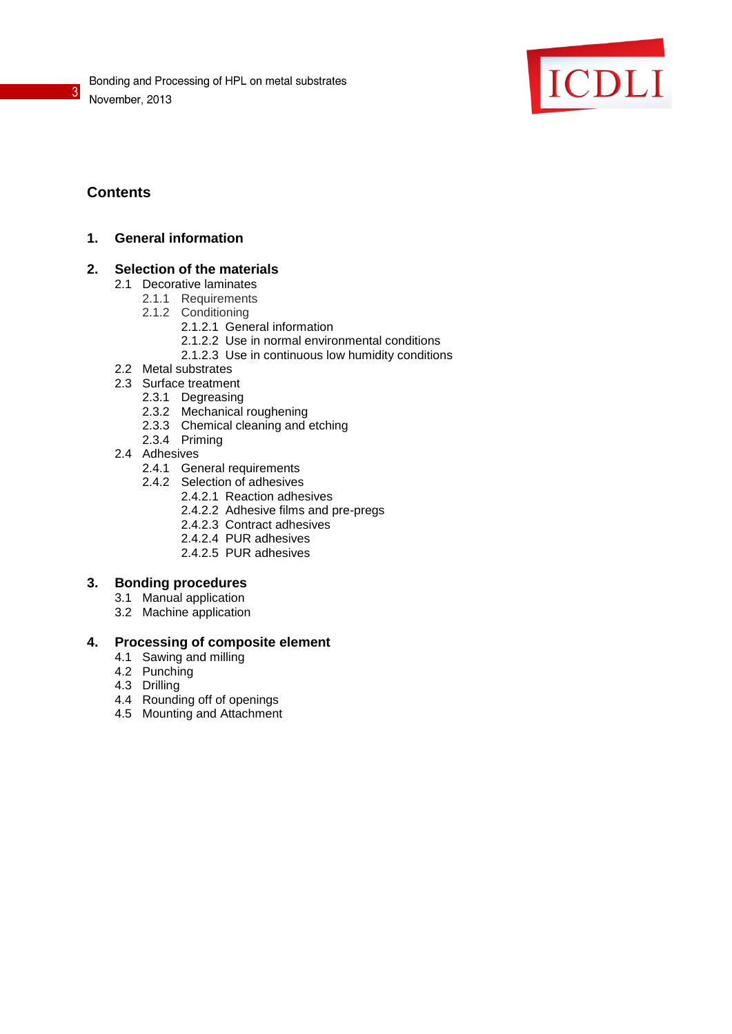## Contents

**1. General information**

**2. Selection of the materials**

- 2.1 Decorative laminates
  - 2.1.1 Requirements
  - 2.1.2 Conditioning
    - 2.1.2.1 General information
    - 2.1.2.2 Use in normal environmental conditions
    - 2.1.2.3 Use in continuous low humidity conditions
- 2.2 Metal substrates
- 2.3 Surface treatment
  - 2.3.1 Degreasing
  - 2.3.2 Mechanical roughening
  - 2.3.3 Chemical cleaning and etching
  - 2.3.4 Priming
- 2.4 Adhesives
  - 2.4.1 General requirements
  - 2.4.2 Selection of adhesives
    - 2.4.2.1 Reaction adhesives
    - 2.4.2.2 Adhesive films and pre-pregs
    - 2.4.2.3 Contract adhesives
    - 2.4.2.4 PUR adhesives
    - 2.4.2.5 PUR adhesives

**3. Bonding procedures**

- 3.1 Manual application
- 3.2 Machine application

**4. Processing of composite element**

- 4.1 Sawing and milling
- 4.2 Punching
- 4.3 Drilling
- 4.4 Rounding off of openings
- 4.5 Mounting and Attachment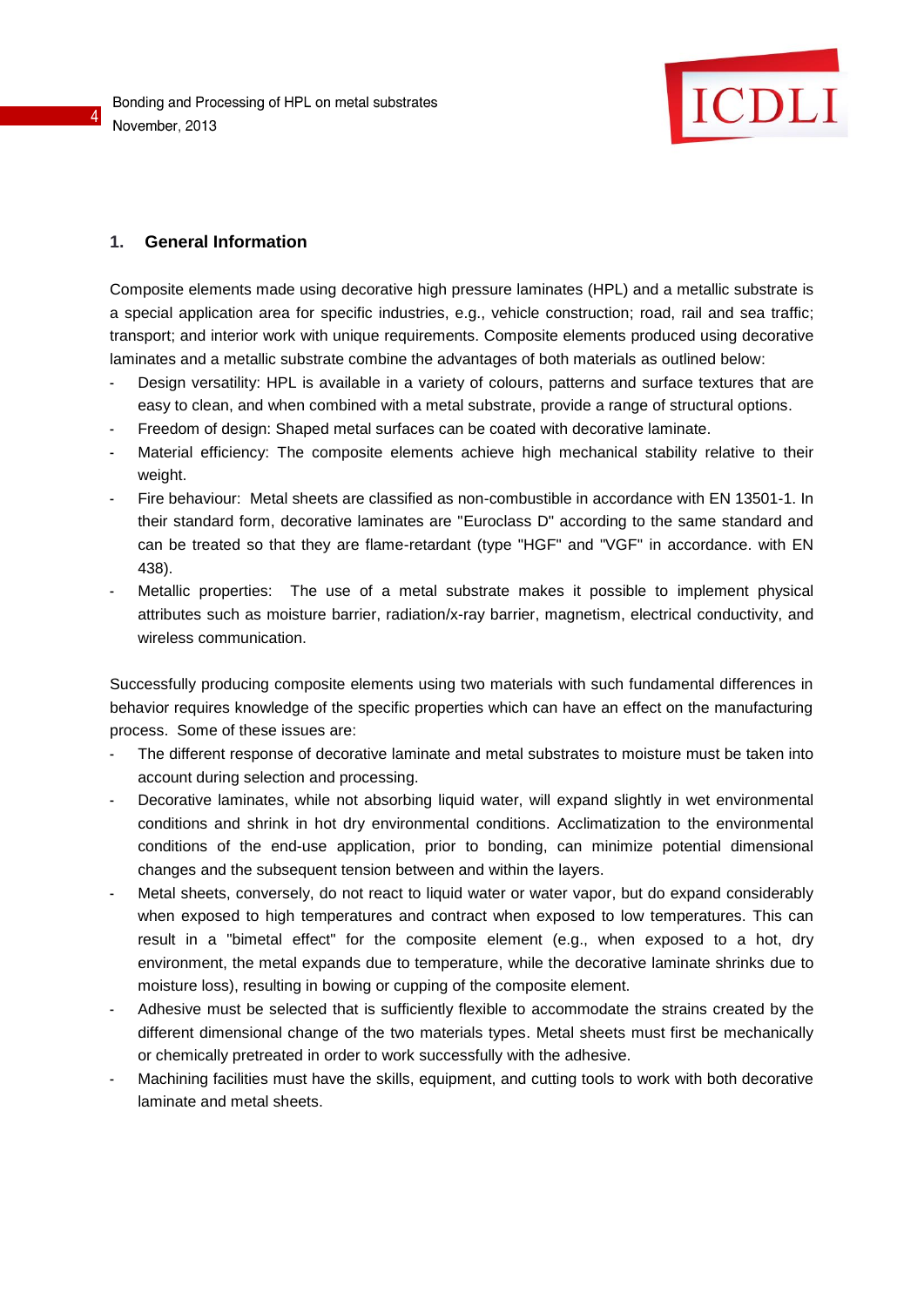## 1. General Information

Composite elements made using decorative high pressure laminates (HPL) and a metallic substrate is a special application area for specific industries, e.g., vehicle construction; road, rail and sea traffic; transport; and interior work with unique requirements. Composite elements produced using decorative laminates and a metallic substrate combine the advantages of both materials as outlined below:

- Design versatility: HPL is available in a variety of colours, patterns and surface textures that are easy to clean, and when combined with a metal substrate, provide a range of structural options.
- Freedom of design: Shaped metal surfaces can be coated with decorative laminate.
- Material efficiency: The composite elements achieve high mechanical stability relative to their weight.
- Fire behaviour: Metal sheets are classified as non-combustible in accordance with EN 13501-1. In their standard form, decorative laminates are "Euroclass D" according to the same standard and can be treated so that they are flame-retardant (type "HGF" and "VGF" in accordance. with EN 438).
- Metallic properties: The use of a metal substrate makes it possible to implement physical attributes such as moisture barrier, radiation/x-ray barrier, magnetism, electrical conductivity, and wireless communication.

Successfully producing composite elements using two materials with such fundamental differences in behavior requires knowledge of the specific properties which can have an effect on the manufacturing process. Some of these issues are:

- The different response of decorative laminate and metal substrates to moisture must be taken into account during selection and processing.
- Decorative laminates, while not absorbing liquid water, will expand slightly in wet environmental conditions and shrink in hot dry environmental conditions. Acclimatization to the environmental conditions of the end-use application, prior to bonding, can minimize potential dimensional changes and the subsequent tension between and within the layers.
- Metal sheets, conversely, do not react to liquid water or water vapor, but do expand considerably when exposed to high temperatures and contract when exposed to low temperatures. This can result in a "bimetal effect" for the composite element (e.g., when exposed to a hot, dry environment, the metal expands due to temperature, while the decorative laminate shrinks due to moisture loss), resulting in bowing or cupping of the composite element.
- Adhesive must be selected that is sufficiently flexible to accommodate the strains created by the different dimensional change of the two materials types. Metal sheets must first be mechanically or chemically pretreated in order to work successfully with the adhesive.
- Machining facilities must have the skills, equipment, and cutting tools to work with both decorative laminate and metal sheets.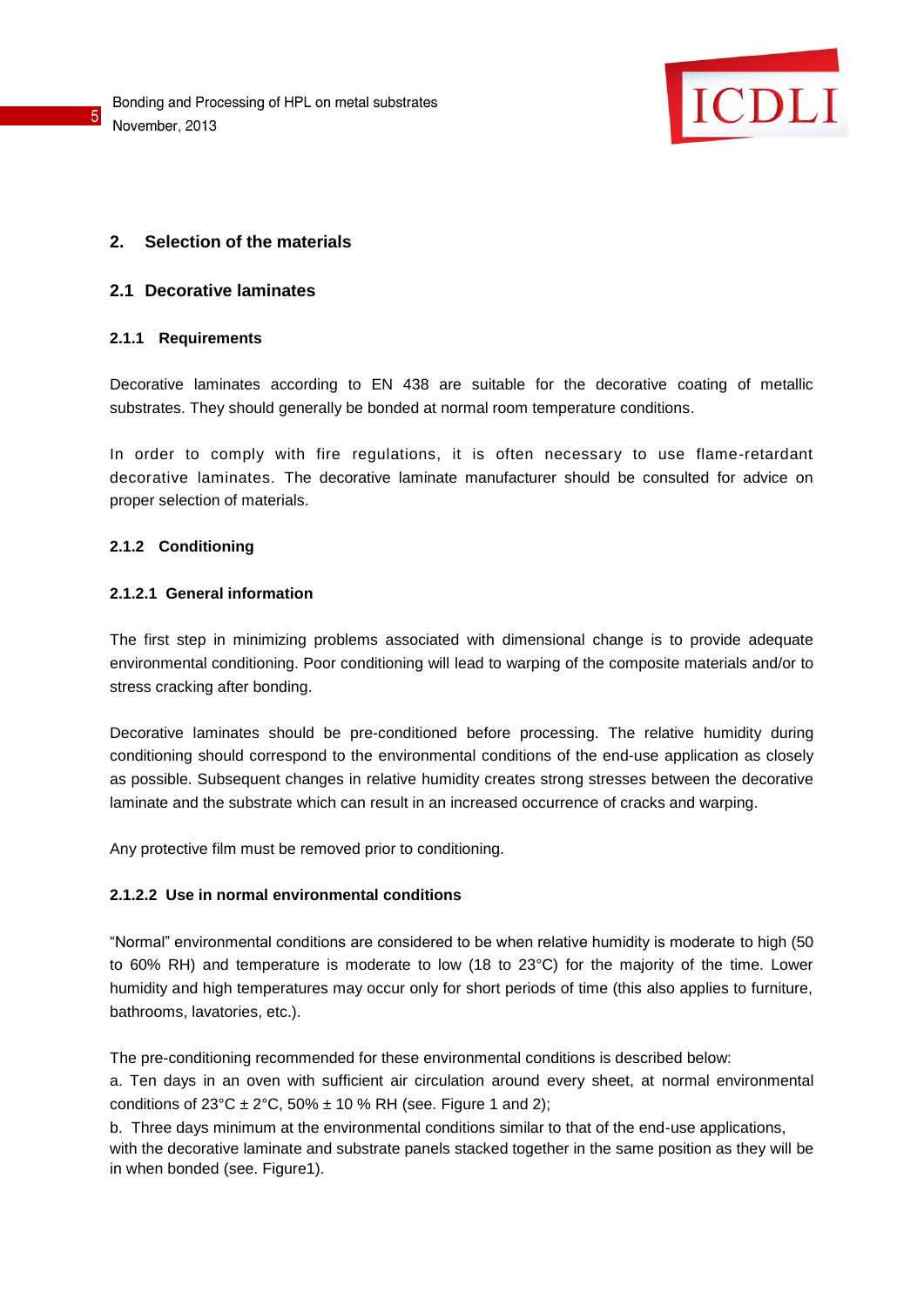## 2. Selection of the materials

### 2.1 Decorative laminates

#### 2.1.1 Requirements

Decorative laminates according to EN 438 are suitable for the decorative coating of metallic substrates. They should generally be bonded at normal room temperature conditions.

In order to comply with fire regulations, it is often necessary to use flame-retardant decorative laminates. The decorative laminate manufacturer should be consulted for advice on proper selection of materials.

#### 2.1.2 Conditioning

##### 2.1.2.1 General information

The first step in minimizing problems associated with dimensional change is to provide adequate environmental conditioning. Poor conditioning will lead to warping of the composite materials and/or to stress cracking after bonding.

Decorative laminates should be pre-conditioned before processing. The relative humidity during conditioning should correspond to the environmental conditions of the end-use application as closely as possible. Subsequent changes in relative humidity creates strong stresses between the decorative laminate and the substrate which can result in an increased occurrence of cracks and warping.

Any protective film must be removed prior to conditioning.

##### 2.1.2.2 Use in normal environmental conditions

"Normal" environmental conditions are considered to be when relative humidity is moderate to high (50 to 60% RH) and temperature is moderate to low (18 to 23°C) for the majority of the time. Lower humidity and high temperatures may occur only for short periods of time (this also applies to furniture, bathrooms, lavatories, etc.).

The pre-conditioning recommended for these environmental conditions is described below:

a. Ten days in an oven with sufficient air circulation around every sheet, at normal environmental conditions of 23°C ± 2°C, 50% ± 10 % RH (see. Figure 1 and 2);

b. Three days minimum at the environmental conditions similar to that of the end-use applications, with the decorative laminate and substrate panels stacked together in the same position as they will be in when bonded (see. Figure1).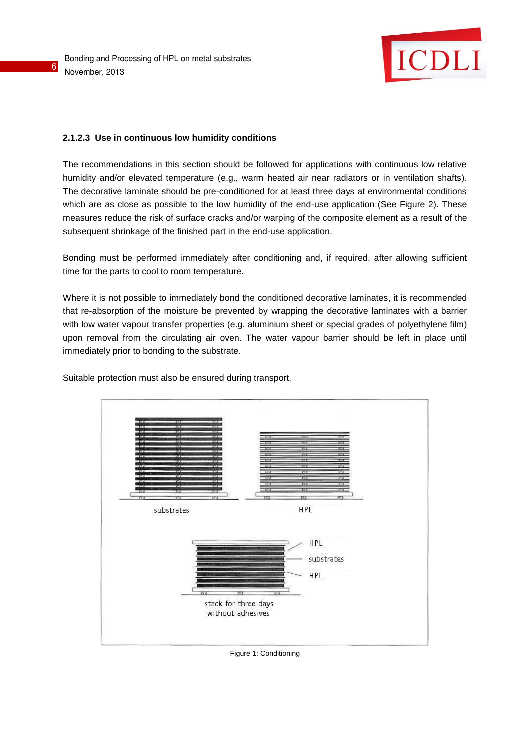### 2.1.2.3 Use in continuous low humidity conditions

The recommendations in this section should be followed for applications with continuous low relative humidity and/or elevated temperature (e.g., warm heated air near radiators or in ventilation shafts). The decorative laminate should be pre-conditioned for at least three days at environmental conditions which are as close as possible to the low humidity of the end-use application (See Figure 2). These measures reduce the risk of surface cracks and/or warping of the composite element as a result of the subsequent shrinkage of the finished part in the end-use application.

Bonding must be performed immediately after conditioning and, if required, after allowing sufficient time for the parts to cool to room temperature.

Where it is not possible to immediately bond the conditioned decorative laminates, it is recommended that re-absorption of the moisture be prevented by wrapping the decorative laminates with a barrier with low water vapour transfer properties (e.g. aluminium sheet or special grades of polyethylene film) upon removal from the circulating air oven. The water vapour barrier should be left in place until immediately prior to bonding to the substrate.

Suitable protection must also be ensured during transport.

Figure 1: Conditioning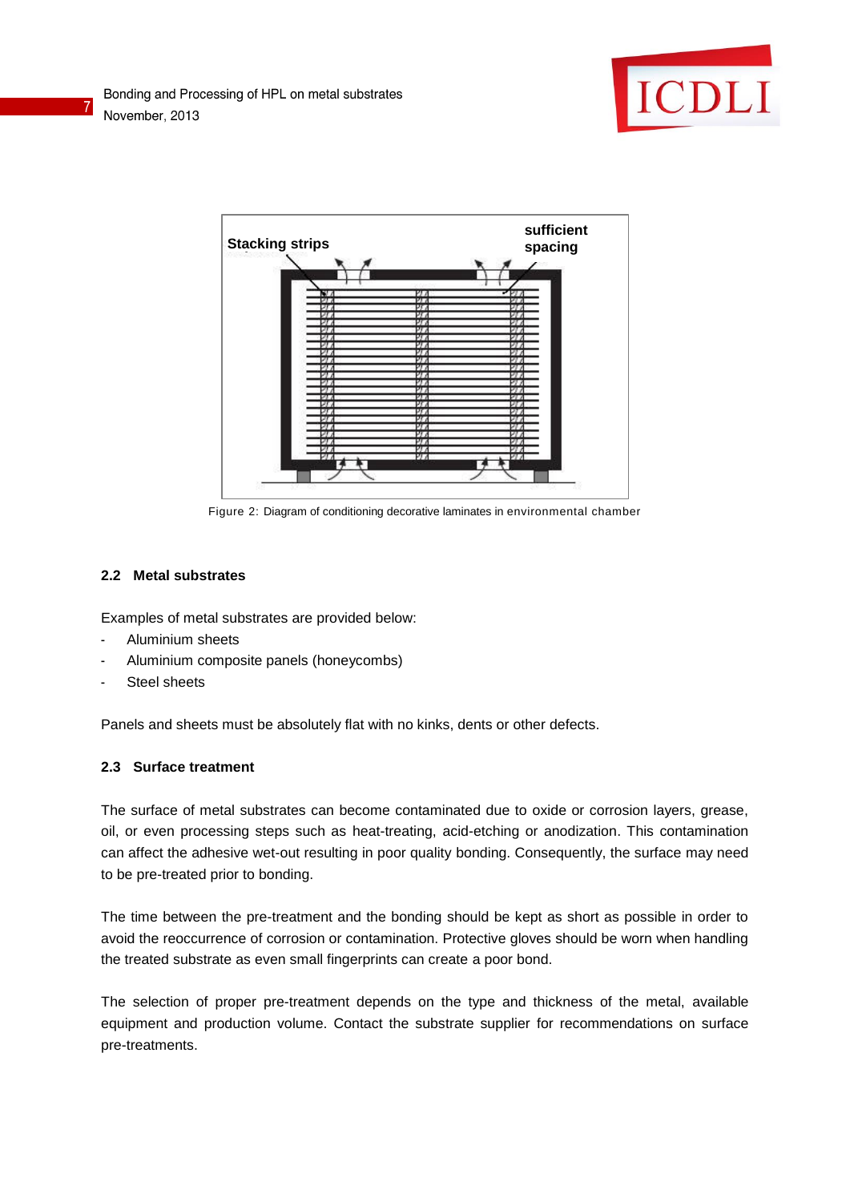Stacking strips

sufficient spacing

Figure 2: Diagram of conditioning decorative laminates in environmental chamber

### 2.2 Metal substrates

Examples of metal substrates are provided below:

- Aluminium sheets
- Aluminium composite panels (honeycombs)
- Steel sheets

Panels and sheets must be absolutely flat with no kinks, dents or other defects.

### 2.3 Surface treatment

The surface of metal substrates can become contaminated due to oxide or corrosion layers, grease, oil, or even processing steps such as heat-treating, acid-etching or anodization. This contamination can affect the adhesive wet-out resulting in poor quality bonding. Consequently, the surface may need to be pre-treated prior to bonding.

The time between the pre-treatment and the bonding should be kept as short as possible in order to avoid the reoccurrence of corrosion or contamination. Protective gloves should be worn when handling the treated substrate as even small fingerprints can create a poor bond.

The selection of proper pre-treatment depends on the type and thickness of the metal, available equipment and production volume. Contact the substrate supplier for recommendations on surface pre-treatments.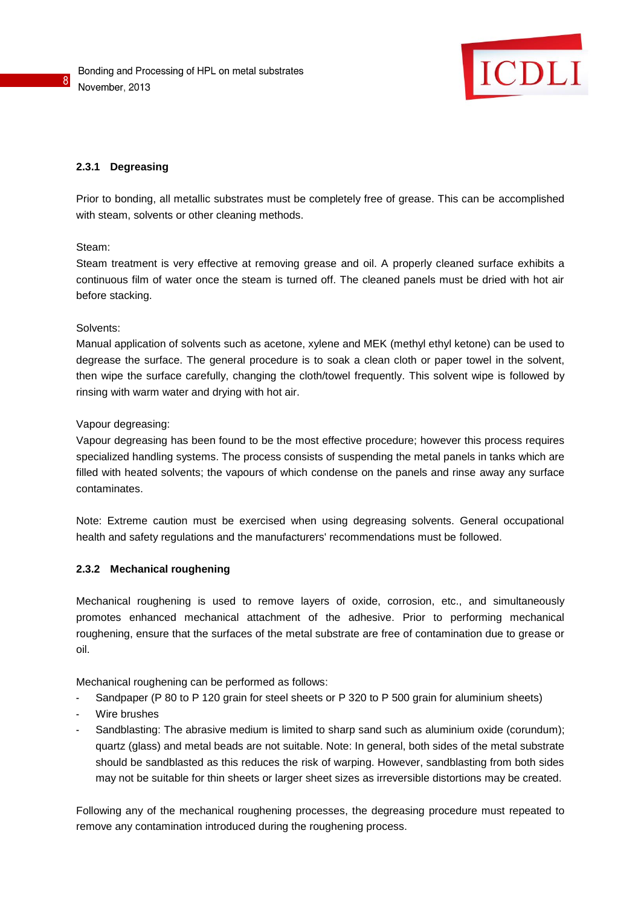### 2.3.1 Degreasing

Prior to bonding, all metallic substrates must be completely free of grease. This can be accomplished with steam, solvents or other cleaning methods.

Steam:
Steam treatment is very effective at removing grease and oil. A properly cleaned surface exhibits a continuous film of water once the steam is turned off. The cleaned panels must be dried with hot air before stacking.

Solvents:
Manual application of solvents such as acetone, xylene and MEK (methyl ethyl ketone) can be used to degrease the surface. The general procedure is to soak a clean cloth or paper towel in the solvent, then wipe the surface carefully, changing the cloth/towel frequently. This solvent wipe is followed by rinsing with warm water and drying with hot air.

Vapour degreasing:
Vapour degreasing has been found to be the most effective procedure; however this process requires specialized handling systems. The process consists of suspending the metal panels in tanks which are filled with heated solvents; the vapours of which condense on the panels and rinse away any surface contaminates.

Note: Extreme caution must be exercised when using degreasing solvents. General occupational health and safety regulations and the manufacturers' recommendations must be followed.

### 2.3.2 Mechanical roughening

Mechanical roughening is used to remove layers of oxide, corrosion, etc., and simultaneously promotes enhanced mechanical attachment of the adhesive. Prior to performing mechanical roughening, ensure that the surfaces of the metal substrate are free of contamination due to grease or oil.

Mechanical roughening can be performed as follows:

- Sandpaper (P 80 to P 120 grain for steel sheets or P 320 to P 500 grain for aluminium sheets)
- Wire brushes
- Sandblasting: The abrasive medium is limited to sharp sand such as aluminium oxide (corundum); quartz (glass) and metal beads are not suitable. Note: In general, both sides of the metal substrate should be sandblasted as this reduces the risk of warping. However, sandblasting from both sides may not be suitable for thin sheets or larger sheet sizes as irreversible distortions may be created.

Following any of the mechanical roughening processes, the degreasing procedure must repeated to remove any contamination introduced during the roughening process.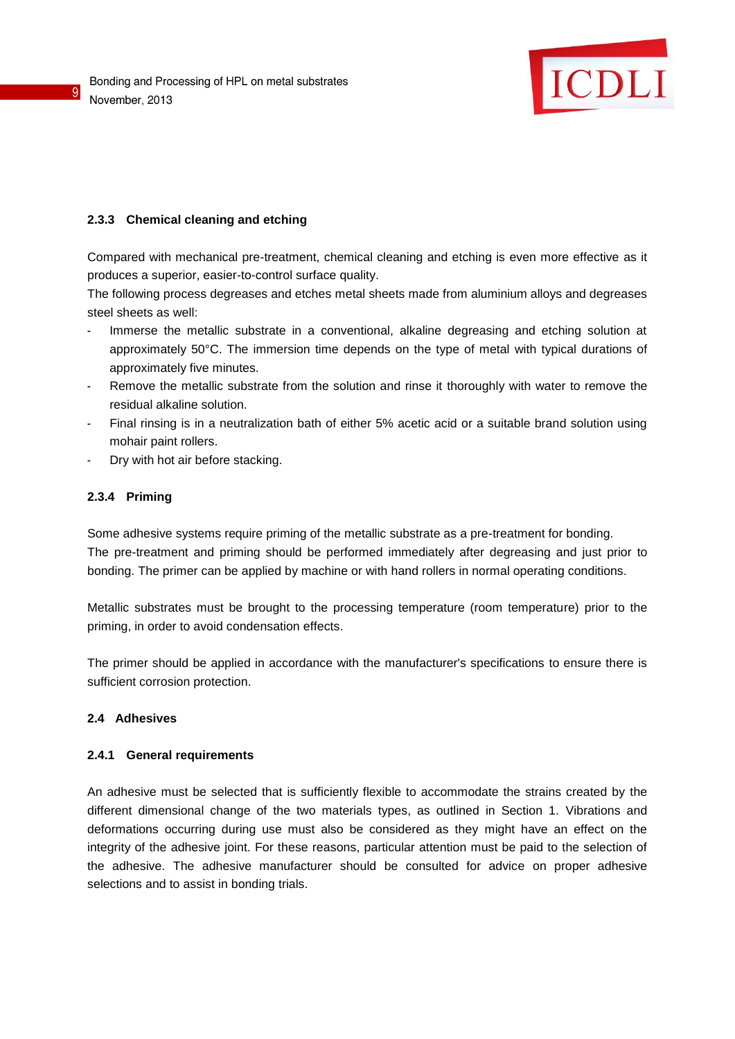### 2.3.3 Chemical cleaning and etching

Compared with mechanical pre-treatment, chemical cleaning and etching is even more effective as it produces a superior, easier-to-control surface quality.
The following process degreases and etches metal sheets made from aluminium alloys and degreases steel sheets as well:

- Immerse the metallic substrate in a conventional, alkaline degreasing and etching solution at approximately 50°C. The immersion time depends on the type of metal with typical durations of approximately five minutes.
- Remove the metallic substrate from the solution and rinse it thoroughly with water to remove the residual alkaline solution.
- Final rinsing is in a neutralization bath of either 5% acetic acid or a suitable brand solution using mohair paint rollers.
- Dry with hot air before stacking.

### 2.3.4 Priming

Some adhesive systems require priming of the metallic substrate as a pre-treatment for bonding.
The pre-treatment and priming should be performed immediately after degreasing and just prior to bonding. The primer can be applied by machine or with hand rollers in normal operating conditions.

Metallic substrates must be brought to the processing temperature (room temperature) prior to the priming, in order to avoid condensation effects.

The primer should be applied in accordance with the manufacturer's specifications to ensure there is sufficient corrosion protection.

## 2.4 Adhesives

### 2.4.1 General requirements

An adhesive must be selected that is sufficiently flexible to accommodate the strains created by the different dimensional change of the two materials types, as outlined in Section 1. Vibrations and deformations occurring during use must also be considered as they might have an effect on the integrity of the adhesive joint. For these reasons, particular attention must be paid to the selection of the adhesive. The adhesive manufacturer should be consulted for advice on proper adhesive selections and to assist in bonding trials.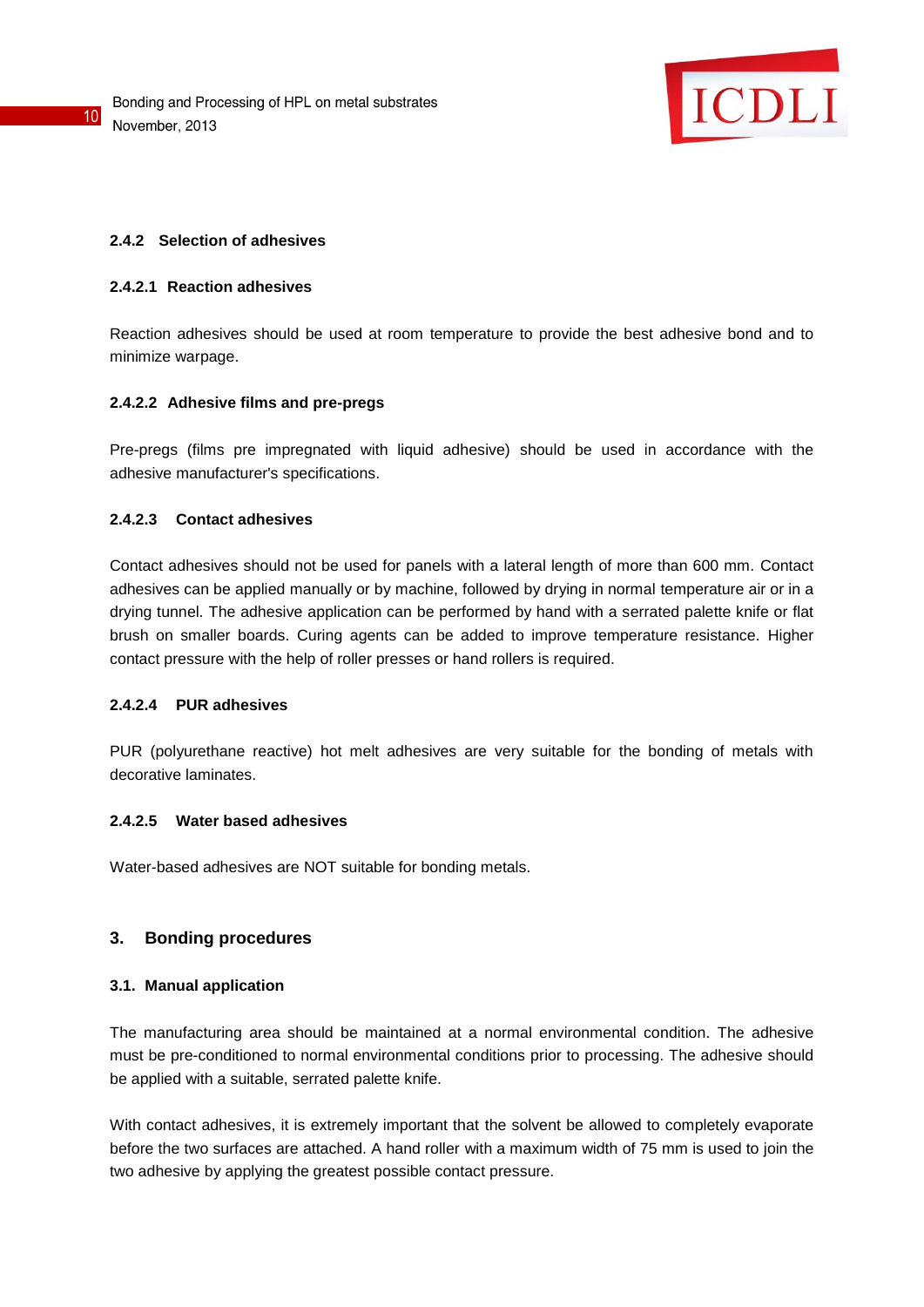### 2.4.2 Selection of adhesives

#### 2.4.2.1 Reaction adhesives

Reaction adhesives should be used at room temperature to provide the best adhesive bond and to minimize warpage.

#### 2.4.2.2 Adhesive films and pre-pregs

Pre-pregs (films pre impregnated with liquid adhesive) should be used in accordance with the adhesive manufacturer's specifications.

#### 2.4.2.3 Contact adhesives

Contact adhesives should not be used for panels with a lateral length of more than 600 mm. Contact adhesives can be applied manually or by machine, followed by drying in normal temperature air or in a drying tunnel. The adhesive application can be performed by hand with a serrated palette knife or flat brush on smaller boards. Curing agents can be added to improve temperature resistance. Higher contact pressure with the help of roller presses or hand rollers is required.

#### 2.4.2.4 PUR adhesives

PUR (polyurethane reactive) hot melt adhesives are very suitable for the bonding of metals with decorative laminates.

#### 2.4.2.5 Water based adhesives

Water-based adhesives are NOT suitable for bonding metals.

## 3. Bonding procedures

### 3.1. Manual application

The manufacturing area should be maintained at a normal environmental condition. The adhesive must be pre-conditioned to normal environmental conditions prior to processing. The adhesive should be applied with a suitable, serrated palette knife.

With contact adhesives, it is extremely important that the solvent be allowed to completely evaporate before the two surfaces are attached. A hand roller with a maximum width of 75 mm is used to join the two adhesive by applying the greatest possible contact pressure.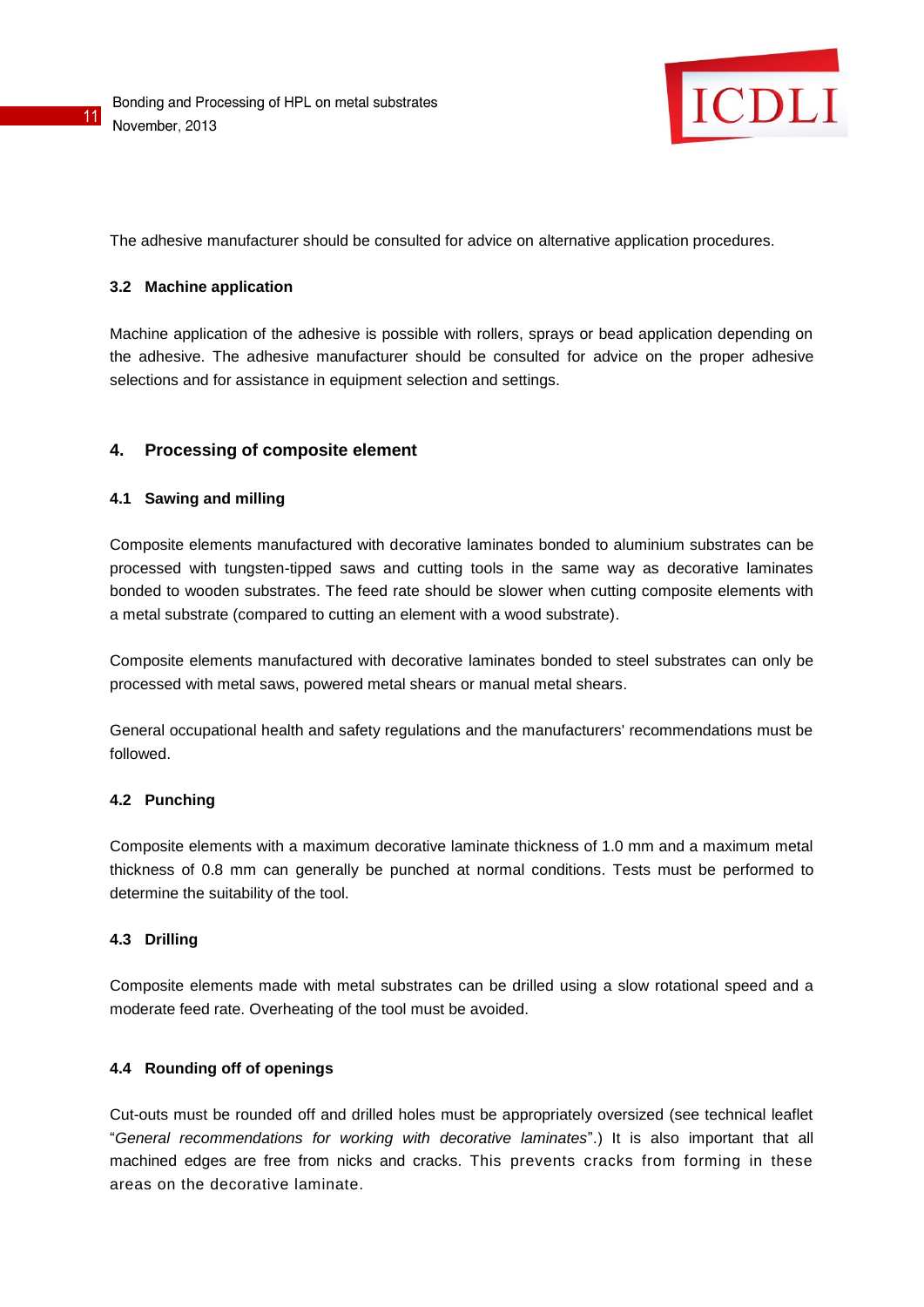The adhesive manufacturer should be consulted for advice on alternative application procedures.

### 3.2 Machine application

Machine application of the adhesive is possible with rollers, sprays or bead application depending on the adhesive. The adhesive manufacturer should be consulted for advice on the proper adhesive selections and for assistance in equipment selection and settings.

## 4. Processing of composite element

### 4.1 Sawing and milling

Composite elements manufactured with decorative laminates bonded to aluminium substrates can be processed with tungsten-tipped saws and cutting tools in the same way as decorative laminates bonded to wooden substrates. The feed rate should be slower when cutting composite elements with a metal substrate (compared to cutting an element with a wood substrate).

Composite elements manufactured with decorative laminates bonded to steel substrates can only be processed with metal saws, powered metal shears or manual metal shears.

General occupational health and safety regulations and the manufacturers' recommendations must be followed.

### 4.2 Punching

Composite elements with a maximum decorative laminate thickness of 1.0 mm and a maximum metal thickness of 0.8 mm can generally be punched at normal conditions. Tests must be performed to determine the suitability of the tool.

### 4.3 Drilling

Composite elements made with metal substrates can be drilled using a slow rotational speed and a moderate feed rate. Overheating of the tool must be avoided.

### 4.4 Rounding off of openings

Cut-outs must be rounded off and drilled holes must be appropriately oversized (see technical leaflet "*General recommendations for working with decorative laminates*".) It is also important that all machined edges are free from nicks and cracks. This prevents cracks from forming in these areas on the decorative laminate.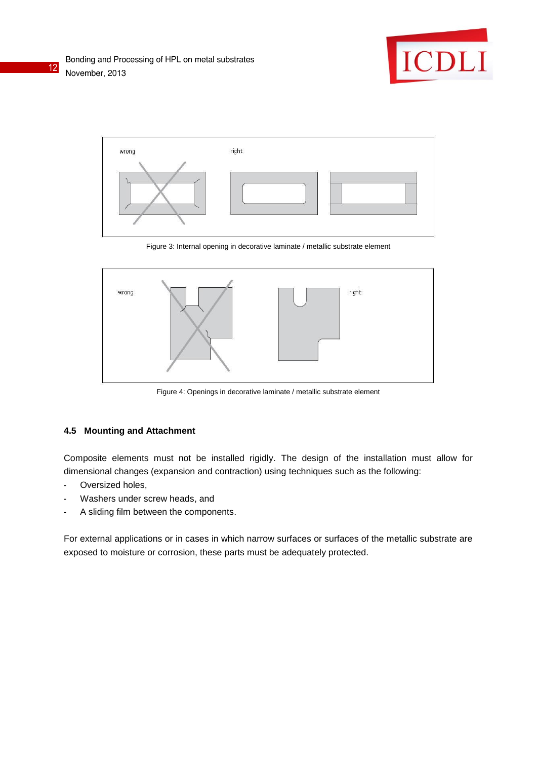Figure 3: Internal opening in decorative laminate / metallic substrate element

Figure 4: Openings in decorative laminate / metallic substrate element

### 4.5 Mounting and Attachment

Composite elements must not be installed rigidly. The design of the installation must allow for dimensional changes (expansion and contraction) using techniques such as the following:

- Oversized holes,
- Washers under screw heads, and
- A sliding film between the components.

For external applications or in cases in which narrow surfaces or surfaces of the metallic substrate are exposed to moisture or corrosion, these parts must be adequately protected.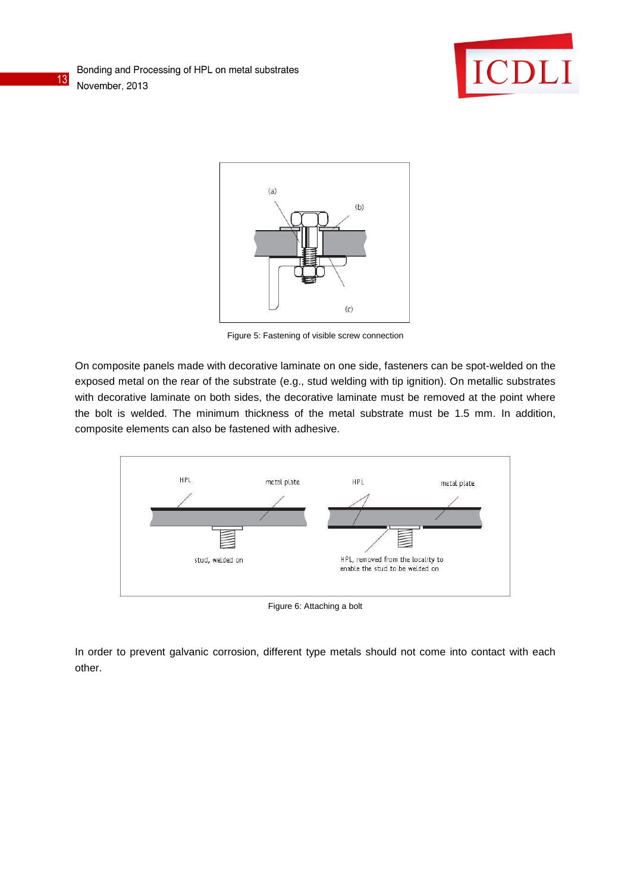(a)

(b)

(c)

Figure 5: Fastening of visible screw connection

On composite panels made with decorative laminate on one side, fasteners can be spot-welded on the exposed metal on the rear of the substrate (e.g., stud welding with tip ignition). On metallic substrates with decorative laminate on both sides, the decorative laminate must be removed at the point where the bolt is welded. The minimum thickness of the metal substrate must be 1.5 mm. In addition, composite elements can also be fastened with adhesive.

HPL

metal plate

stud, welded on

HPL

metal plate

HPL, removed from the locality to enable the stud to be welded on

Figure 6: Attaching a bolt

In order to prevent galvanic corrosion, different type metals should not come into contact with each other.